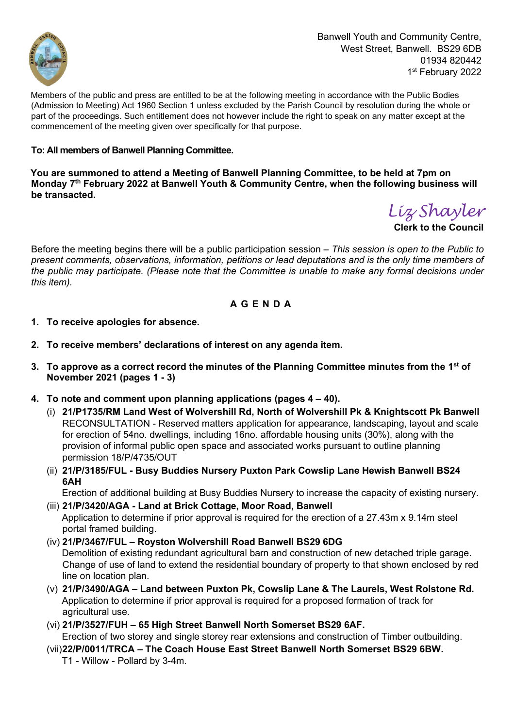Banwell Youth and Community Centre,
West Street, Banwell. BS29 6DB
01934 820442
1st February 2022

Members of the public and press are entitled to be at the following meeting in accordance with the Public Bodies (Admission to Meeting) Act 1960 Section 1 unless excluded by the Parish Council by resolution during the whole or part of the proceedings. Such entitlement does not however include the right to speak on any matter except at the commencement of the meeting given over specifically for that purpose.

**To: All members of Banwell Planning Committee.**

**You are summoned to attend a Meeting of Banwell Planning Committee, to be held at 7pm on Monday 7th February 2022 at Banwell Youth & Community Centre, when the following business will be transacted.**

*Liz Shayler*
**Clerk to the Council**

Before the meeting begins there will be a public participation session – *This session is open to the Public to present comments, observations, information, petitions or lead deputations and is the only time members of the public may participate. (Please note that the Committee is unable to make any formal decisions under this item).*

## A G E N D A

1. **To receive apologies for absence.**
2. **To receive members' declarations of interest on any agenda item.**
3. **To approve as a correct record the minutes of the Planning Committee minutes from the 1st of November 2021 (pages 1 - 3)**
4. **To note and comment upon planning applications (pages 4 – 40).**
   - (i) **21/P1735/RM Land West of Wolvershill Rd, North of Wolvershill Pk & Knightscott Pk Banwell** RECONSULTATION - Reserved matters application for appearance, landscaping, layout and scale for erection of 54no. dwellings, including 16no. affordable housing units (30%), along with the provision of informal public open space and associated works pursuant to outline planning permission 18/P/4735/OUT
   - (ii) **21/P/3185/FUL - Busy Buddies Nursery Puxton Park Cowslip Lane Hewish Banwell BS24 6AH**
     Erection of additional building at Busy Buddies Nursery to increase the capacity of existing nursery.
   - (iii) **21/P/3420/AGA - Land at Brick Cottage, Moor Road, Banwell**
     Application to determine if prior approval is required for the erection of a 27.43m x 9.14m steel portal framed building.
   - (iv) **21/P/3467/FUL – Royston Wolvershill Road Banwell BS29 6DG**
     Demolition of existing redundant agricultural barn and construction of new detached triple garage. Change of use of land to extend the residential boundary of property to that shown enclosed by red line on location plan.
   - (v) **21/P/3490/AGA – Land between Puxton Pk, Cowslip Lane & The Laurels, West Rolstone Rd.**
     Application to determine if prior approval is required for a proposed formation of track for agricultural use.
   - (vi) **21/P/3527/FUH – 65 High Street Banwell North Somerset BS29 6AF.**
     Erection of two storey and single storey rear extensions and construction of Timber outbuilding.
   - (vii) **22/P/0011/TRCA – The Coach House East Street Banwell North Somerset BS29 6BW.**
     T1 - Willow - Pollard by 3-4m.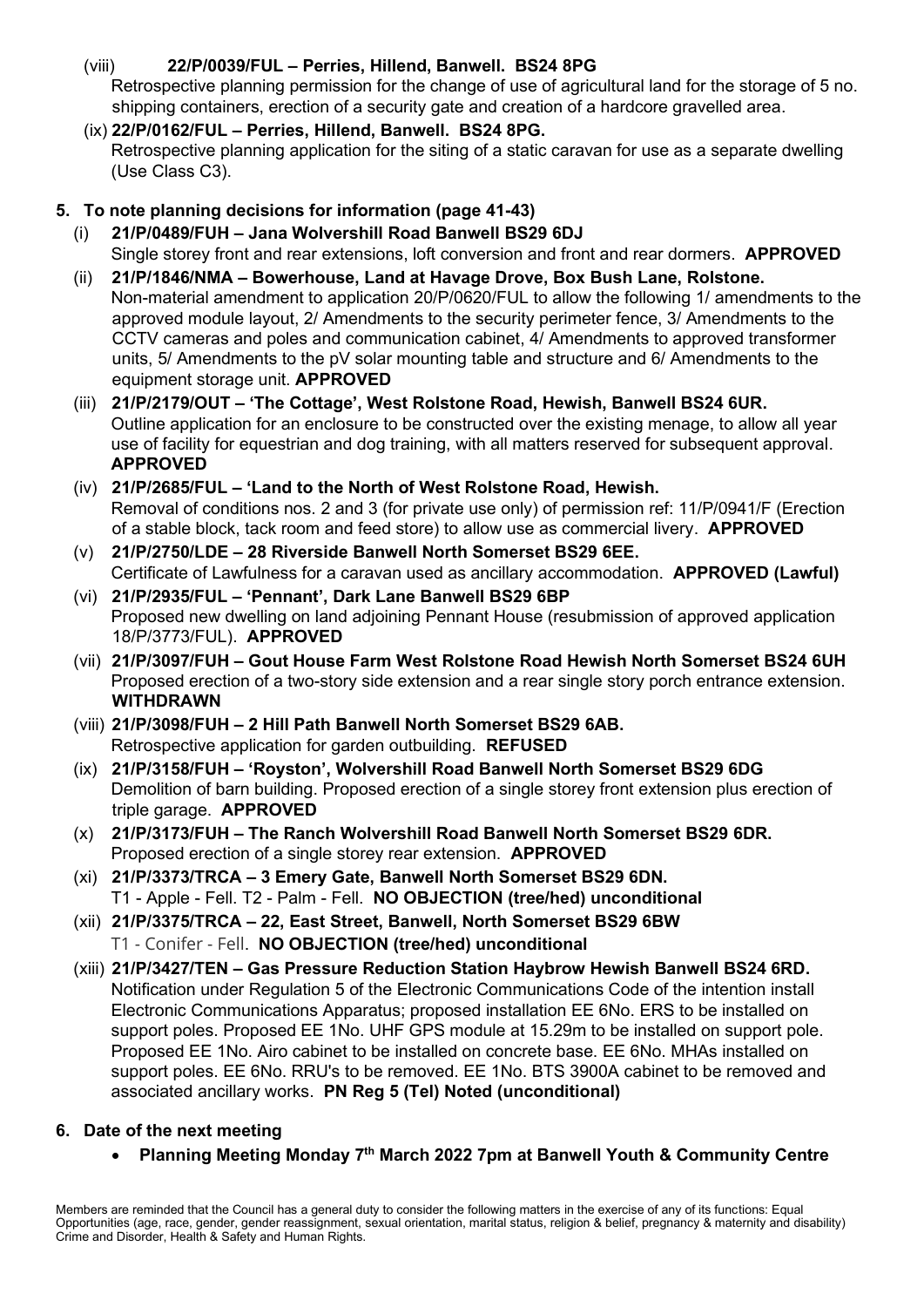(viii) **22/P/0039/FUL – Perries, Hillend, Banwell. BS24 8PG**
Retrospective planning permission for the change of use of agricultural land for the storage of 5 no. shipping containers, erection of a security gate and creation of a hardcore gravelled area.

(ix) **22/P/0162/FUL – Perries, Hillend, Banwell. BS24 8PG.**
Retrospective planning application for the siting of a static caravan for use as a separate dwelling (Use Class C3).

**5. To note planning decisions for information (page 41-43)**

(i) **21/P/0489/FUH – Jana Wolvershill Road Banwell BS29 6DJ**
Single storey front and rear extensions, loft conversion and front and rear dormers. **APPROVED**

(ii) **21/P/1846/NMA – Bowerhouse, Land at Havage Drove, Box Bush Lane, Rolstone.**
Non-material amendment to application 20/P/0620/FUL to allow the following 1/ amendments to the approved module layout, 2/ Amendments to the security perimeter fence, 3/ Amendments to the CCTV cameras and poles and communication cabinet, 4/ Amendments to approved transformer units, 5/ Amendments to the pV solar mounting table and structure and 6/ Amendments to the equipment storage unit. **APPROVED**

(iii) **21/P/2179/OUT – 'The Cottage', West Rolstone Road, Hewish, Banwell BS24 6UR.**
Outline application for an enclosure to be constructed over the existing menage, to allow all year use of facility for equestrian and dog training, with all matters reserved for subsequent approval. **APPROVED**

(iv) **21/P/2685/FUL – 'Land to the North of West Rolstone Road, Hewish.**
Removal of conditions nos. 2 and 3 (for private use only) of permission ref: 11/P/0941/F (Erection of a stable block, tack room and feed store) to allow use as commercial livery. **APPROVED**

(v) **21/P/2750/LDE – 28 Riverside Banwell North Somerset BS29 6EE.**
Certificate of Lawfulness for a caravan used as ancillary accommodation. **APPROVED (Lawful)**

(vi) **21/P/2935/FUL – 'Pennant', Dark Lane Banwell BS29 6BP**
Proposed new dwelling on land adjoining Pennant House (resubmission of approved application 18/P/3773/FUL). **APPROVED**

(vii) **21/P/3097/FUH – Gout House Farm West Rolstone Road Hewish North Somerset BS24 6UH**
Proposed erection of a two-story side extension and a rear single story porch entrance extension. **WITHDRAWN**

(viii) **21/P/3098/FUH – 2 Hill Path Banwell North Somerset BS29 6AB.**
Retrospective application for garden outbuilding. **REFUSED**

(ix) **21/P/3158/FUH – 'Royston', Wolvershill Road Banwell North Somerset BS29 6DG**
Demolition of barn building. Proposed erection of a single storey front extension plus erection of triple garage. **APPROVED**

(x) **21/P/3173/FUH – The Ranch Wolvershill Road Banwell North Somerset BS29 6DR.**
Proposed erection of a single storey rear extension. **APPROVED**

(xi) **21/P/3373/TRCA – 3 Emery Gate, Banwell North Somerset BS29 6DN.**
T1 - Apple - Fell. T2 - Palm - Fell. **NO OBJECTION (tree/hed) unconditional**

(xii) **21/P/3375/TRCA – 22, East Street, Banwell, North Somerset BS29 6BW**
T1 - Conifer - Fell. **NO OBJECTION (tree/hed) unconditional**

(xiii) **21/P/3427/TEN – Gas Pressure Reduction Station Haybrow Hewish Banwell BS24 6RD.**
Notification under Regulation 5 of the Electronic Communications Code of the intention install Electronic Communications Apparatus; proposed installation EE 6No. ERS to be installed on support poles. Proposed EE 1No. UHF GPS module at 15.29m to be installed on support pole. Proposed EE 1No. Airo cabinet to be installed on concrete base. EE 6No. MHAs installed on support poles. EE 6No. RRU's to be removed. EE 1No. BTS 3900A cabinet to be removed and associated ancillary works. **PN Reg 5 (Tel) Noted (unconditional)**

**6. Date of the next meeting**

- **Planning Meeting Monday 7th March 2022 7pm at Banwell Youth & Community Centre**

Members are reminded that the Council has a general duty to consider the following matters in the exercise of any of its functions: Equal Opportunities (age, race, gender, gender reassignment, sexual orientation, marital status, religion & belief, pregnancy & maternity and disability) Crime and Disorder, Health & Safety and Human Rights.